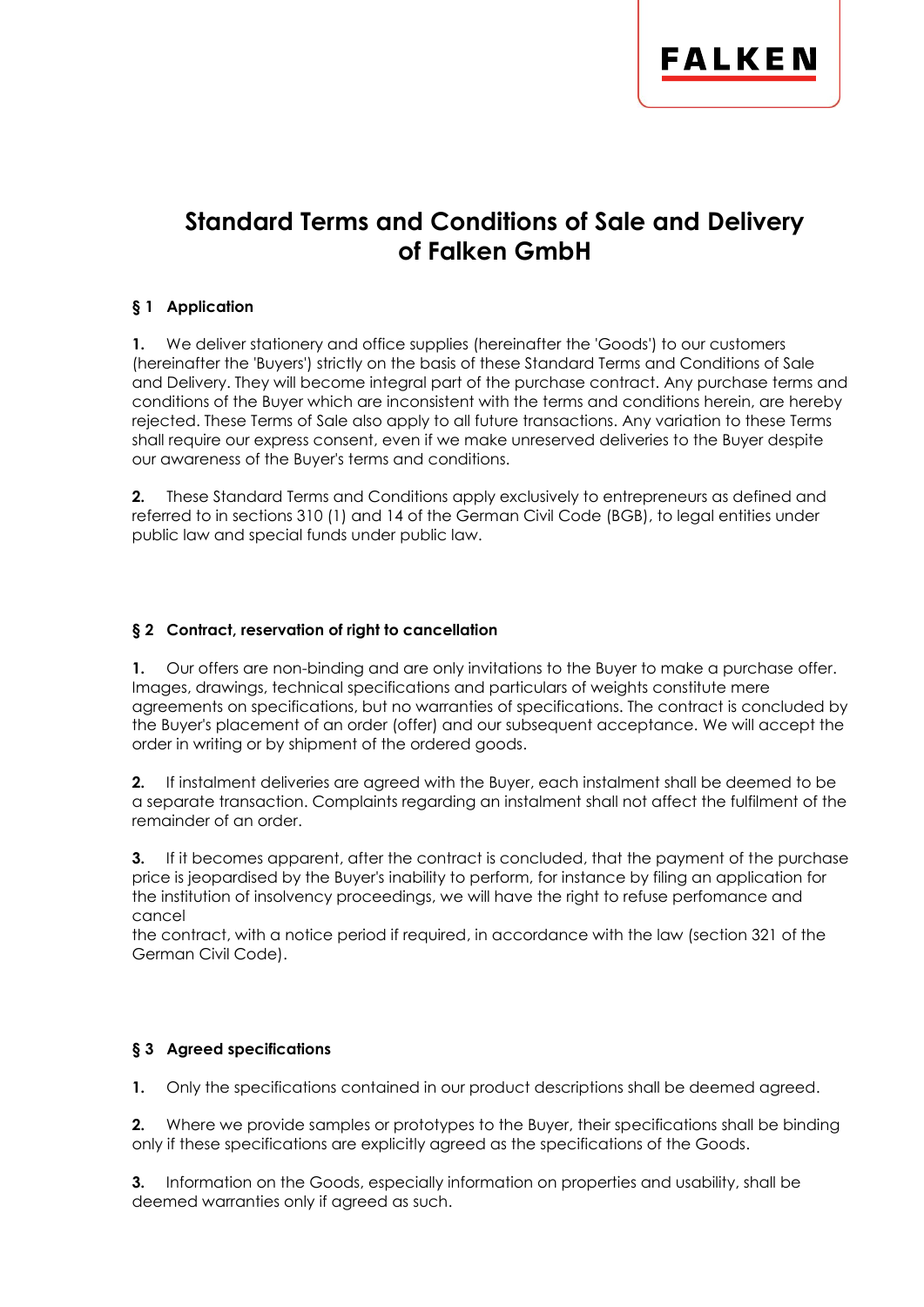# Standard Terms and Conditions of Sale and Delivery of Falken GmbH

## § 1 Application

**1.** We deliver stationery and office supplies (hereinafter the 'Goods') to our customers (hereinafter the 'Buyers') strictly on the basis of these Standard Terms and Conditions of Sale and Delivery. They will become integral part of the purchase contract. Any purchase terms and conditions of the Buyer which are inconsistent with the terms and conditions herein, are hereby rejected. These Terms of Sale also apply to all future transactions. Any variation to these Terms shall require our express consent, even if we make unreserved deliveries to the Buyer despite our awareness of the Buyer's terms and conditions.

**2.** These Standard Terms and Conditions apply exclusively to entrepreneurs as defined and referred to in sections 310 (1) and 14 of the German Civil Code (BGB), to legal entities under public law and special funds under public law.

## § 2 Contract, reservation of right to cancellation

**1.** Our offers are non-binding and are only invitations to the Buyer to make a purchase offer. Images, drawings, technical specifications and particulars of weights constitute mere agreements on specifications, but no warranties of specifications. The contract is concluded by the Buyer's placement of an order (offer) and our subsequent acceptance. We will accept the order in writing or by shipment of the ordered goods.

**2.** If instalment deliveries are agreed with the Buyer, each instalment shall be deemed to be a separate transaction. Complaints regarding an instalment shall not affect the fulfilment of the remainder of an order.

**3.** If it becomes apparent, after the contract is concluded, that the payment of the purchase price is jeopardised by the Buyer's inability to perform, for instance by filing an application for the institution of insolvency proceedings, we will have the right to refuse perfomance and cancel
the contract, with a notice period if required, in accordance with the law (section 321 of the German Civil Code).

## § 3 Agreed specifications

**1.** Only the specifications contained in our product descriptions shall be deemed agreed.

**2.** Where we provide samples or prototypes to the Buyer, their specifications shall be binding only if these specifications are explicitly agreed as the specifications of the Goods.

**3.** Information on the Goods, especially information on properties and usability, shall be deemed warranties only if agreed as such.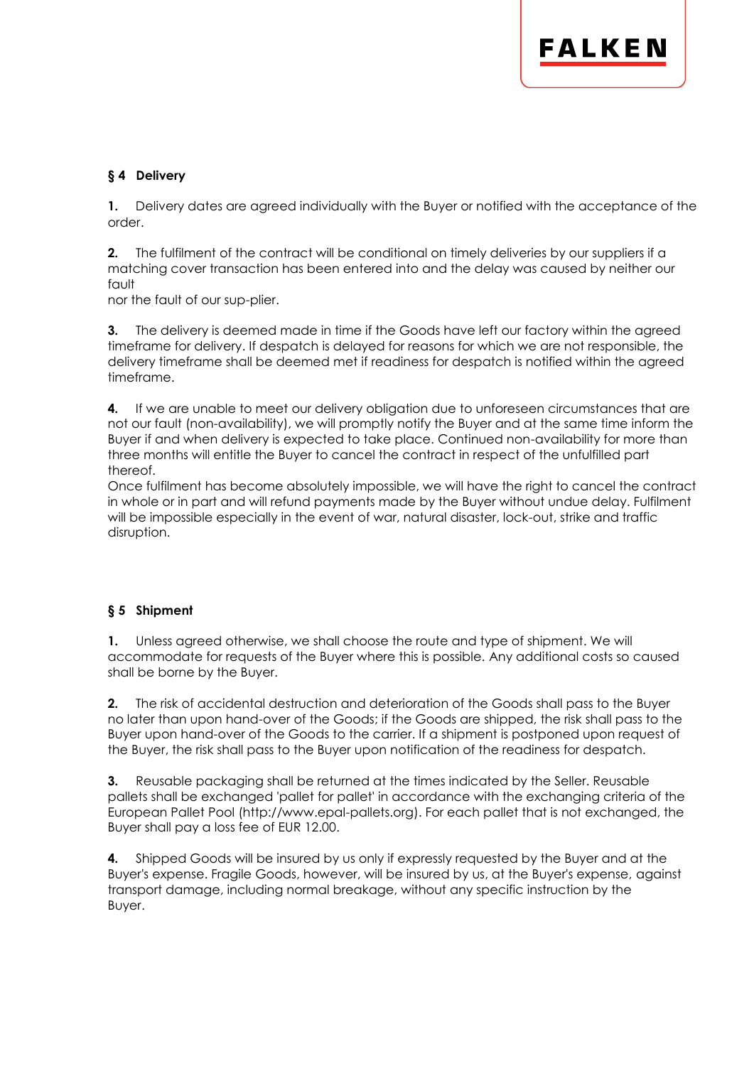## § 4 Delivery

**1.** Delivery dates are agreed individually with the Buyer or notified with the acceptance of the order.

**2.** The fulfilment of the contract will be conditional on timely deliveries by our suppliers if a matching cover transaction has been entered into and the delay was caused by neither our fault nor the fault of our sup-plier.

**3.** The delivery is deemed made in time if the Goods have left our factory within the agreed timeframe for delivery. If despatch is delayed for reasons for which we are not responsible, the delivery timeframe shall be deemed met if readiness for despatch is notified within the agreed timeframe.

**4.** If we are unable to meet our delivery obligation due to unforeseen circumstances that are not our fault (non-availability), we will promptly notify the Buyer and at the same time inform the Buyer if and when delivery is expected to take place. Continued non-availability for more than three months will entitle the Buyer to cancel the contract in respect of the unfulfilled part thereof.
Once fulfilment has become absolutely impossible, we will have the right to cancel the contract in whole or in part and will refund payments made by the Buyer without undue delay. Fulfilment will be impossible especially in the event of war, natural disaster, lock-out, strike and traffic disruption.

## § 5 Shipment

**1.** Unless agreed otherwise, we shall choose the route and type of shipment. We will accommodate for requests of the Buyer where this is possible. Any additional costs so caused shall be borne by the Buyer.

**2.** The risk of accidental destruction and deterioration of the Goods shall pass to the Buyer no later than upon hand-over of the Goods; if the Goods are shipped, the risk shall pass to the Buyer upon hand-over of the Goods to the carrier. If a shipment is postponed upon request of the Buyer, the risk shall pass to the Buyer upon notification of the readiness for despatch.

**3.** Reusable packaging shall be returned at the times indicated by the Seller. Reusable pallets shall be exchanged 'pallet for pallet' in accordance with the exchanging criteria of the European Pallet Pool (http://www.epal-pallets.org). For each pallet that is not exchanged, the Buyer shall pay a loss fee of EUR 12.00.

**4.** Shipped Goods will be insured by us only if expressly requested by the Buyer and at the Buyer's expense. Fragile Goods, however, will be insured by us, at the Buyer's expense, against transport damage, including normal breakage, without any specific instruction by the Buyer.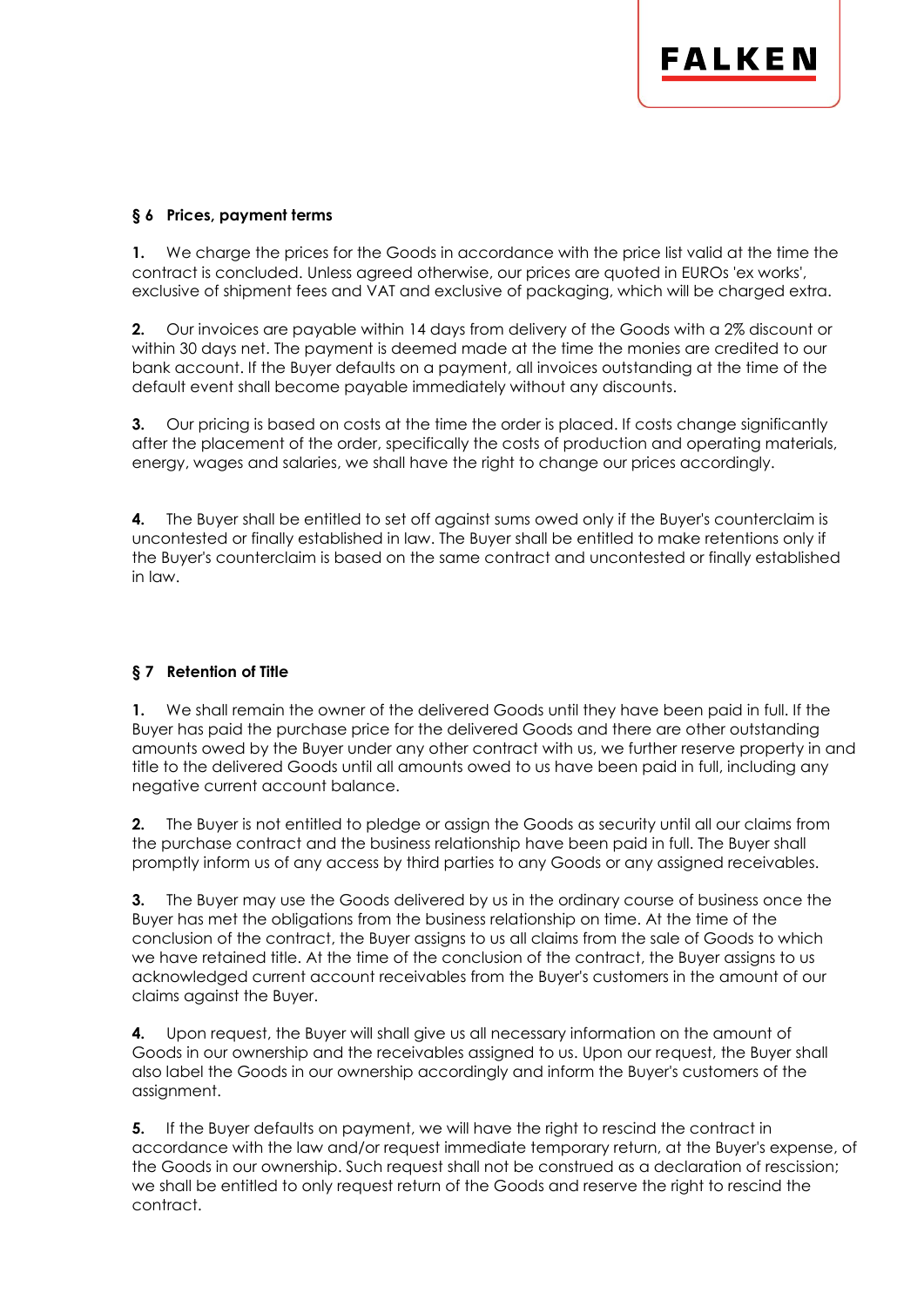### § 6 Prices, payment terms

**1.** We charge the prices for the Goods in accordance with the price list valid at the time the contract is concluded. Unless agreed otherwise, our prices are quoted in EUROs 'ex works', exclusive of shipment fees and VAT and exclusive of packaging, which will be charged extra.

**2.** Our invoices are payable within 14 days from delivery of the Goods with a 2% discount or within 30 days net. The payment is deemed made at the time the monies are credited to our bank account. If the Buyer defaults on a payment, all invoices outstanding at the time of the default event shall become payable immediately without any discounts.

**3.** Our pricing is based on costs at the time the order is placed. If costs change significantly after the placement of the order, specifically the costs of production and operating materials, energy, wages and salaries, we shall have the right to change our prices accordingly.

**4.** The Buyer shall be entitled to set off against sums owed only if the Buyer's counterclaim is uncontested or finally established in law. The Buyer shall be entitled to make retentions only if the Buyer's counterclaim is based on the same contract and uncontested or finally established in law.

### § 7 Retention of Title

**1.** We shall remain the owner of the delivered Goods until they have been paid in full. If the Buyer has paid the purchase price for the delivered Goods and there are other outstanding amounts owed by the Buyer under any other contract with us, we further reserve property in and title to the delivered Goods until all amounts owed to us have been paid in full, including any negative current account balance.

**2.** The Buyer is not entitled to pledge or assign the Goods as security until all our claims from the purchase contract and the business relationship have been paid in full. The Buyer shall promptly inform us of any access by third parties to any Goods or any assigned receivables.

**3.** The Buyer may use the Goods delivered by us in the ordinary course of business once the Buyer has met the obligations from the business relationship on time. At the time of the conclusion of the contract, the Buyer assigns to us all claims from the sale of Goods to which we have retained title. At the time of the conclusion of the contract, the Buyer assigns to us acknowledged current account receivables from the Buyer's customers in the amount of our claims against the Buyer.

**4.** Upon request, the Buyer will shall give us all necessary information on the amount of Goods in our ownership and the receivables assigned to us. Upon our request, the Buyer shall also label the Goods in our ownership accordingly and inform the Buyer's customers of the assignment.

**5.** If the Buyer defaults on payment, we will have the right to rescind the contract in accordance with the law and/or request immediate temporary return, at the Buyer's expense, of the Goods in our ownership. Such request shall not be construed as a declaration of rescission; we shall be entitled to only request return of the Goods and reserve the right to rescind the contract.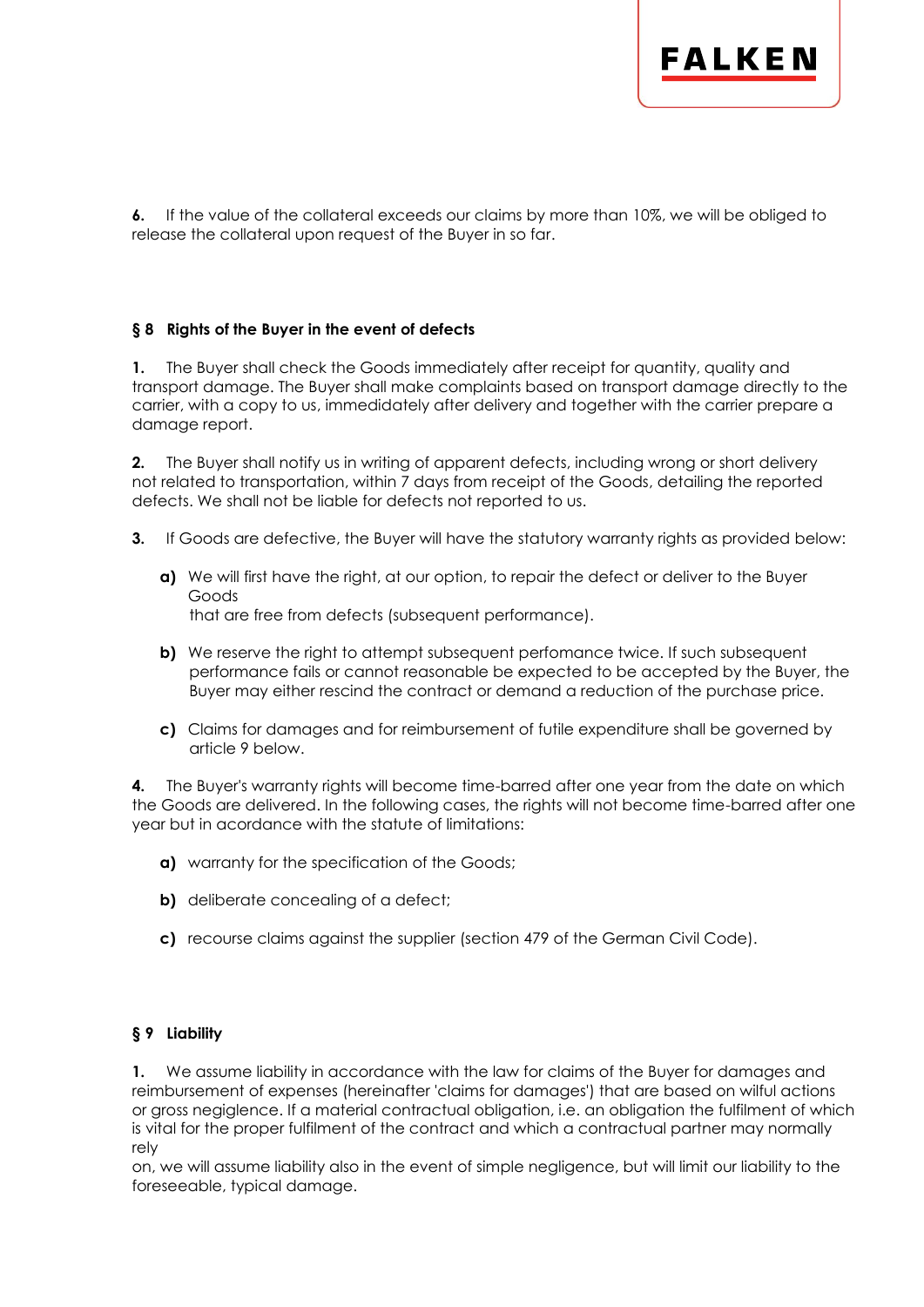**6.** If the value of the collateral exceeds our claims by more than 10%, we will be obliged to release the collateral upon request of the Buyer in so far.

## § 8 Rights of the Buyer in the event of defects

**1.** The Buyer shall check the Goods immediately after receipt for quantity, quality and transport damage. The Buyer shall make complaints based on transport damage directly to the carrier, with a copy to us, immedidately after delivery and together with the carrier prepare a damage report.

**2.** The Buyer shall notify us in writing of apparent defects, including wrong or short delivery not related to transportation, within 7 days from receipt of the Goods, detailing the reported defects. We shall not be liable for defects not reported to us.

**3.** If Goods are defective, the Buyer will have the statutory warranty rights as provided below:

**a)** We will first have the right, at our option, to repair the defect or deliver to the Buyer Goods that are free from defects (subsequent performance).

**b)** We reserve the right to attempt subsequent perfomance twice. If such subsequent performance fails or cannot reasonable be expected to be accepted by the Buyer, the Buyer may either rescind the contract or demand a reduction of the purchase price.

**c)** Claims for damages and for reimbursement of futile expenditure shall be governed by article 9 below.

**4.** The Buyer's warranty rights will become time-barred after one year from the date on which the Goods are delivered. In the following cases, the rights will not become time-barred after one year but in acordance with the statute of limitations:

**a)** warranty for the specification of the Goods;

**b)** deliberate concealing of a defect;

**c)** recourse claims against the supplier (section 479 of the German Civil Code).

## § 9 Liability

**1.** We assume liability in accordance with the law for claims of the Buyer for damages and reimbursement of expenses (hereinafter 'claims for damages') that are based on wilful actions or gross negiglence. If a material contractual obligation, i.e. an obligation the fulfilment of which is vital for the proper fulfilment of the contract and which a contractual partner may normally rely on, we will assume liability also in the event of simple negligence, but will limit our liability to the foreseeable, typical damage.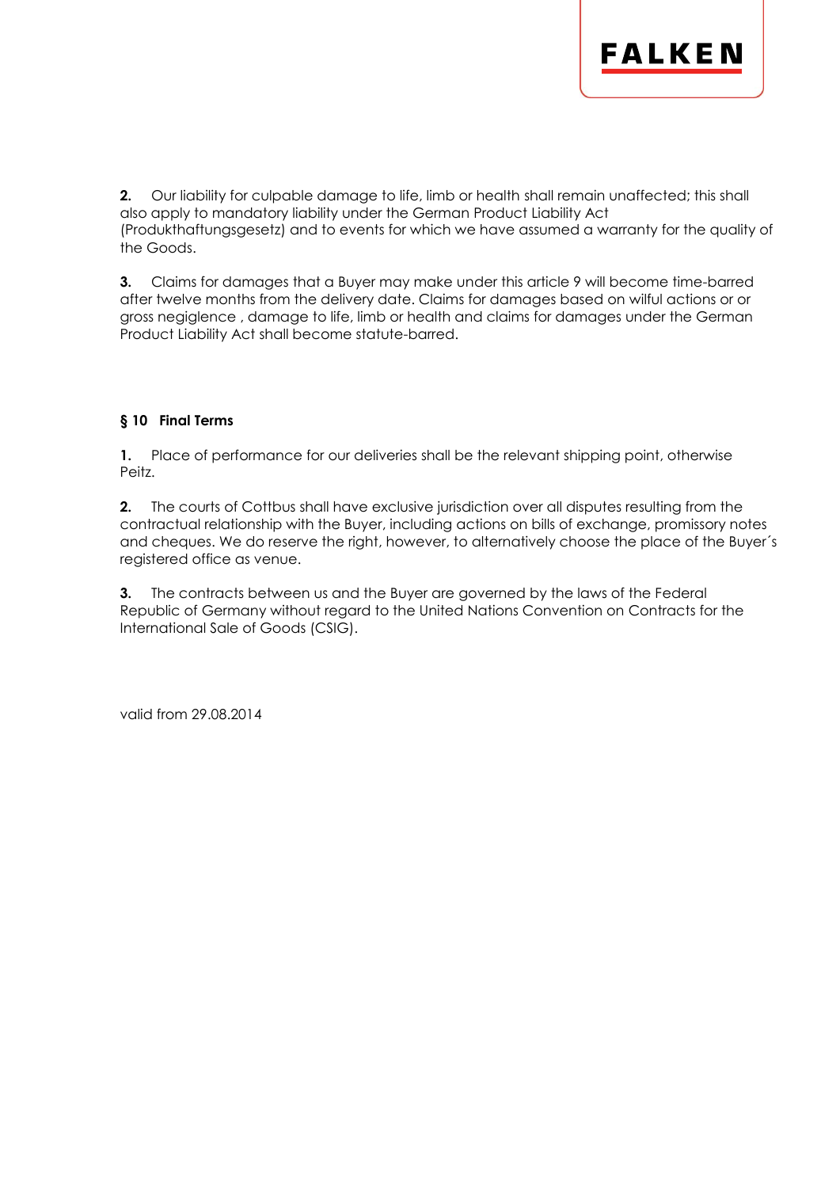**2.** Our liability for culpable damage to life, limb or health shall remain unaffected; this shall also apply to mandatory liability under the German Product Liability Act (Produkthaftungsgesetz) and to events for which we have assumed a warranty for the quality of the Goods.

**3.** Claims for damages that a Buyer may make under this article 9 will become time-barred after twelve months from the delivery date. Claims for damages based on wilful actions or or gross negiglence , damage to life, limb or health and claims for damages under the German Product Liability Act shall become statute-barred.

### § 10 Final Terms

**1.** Place of performance for our deliveries shall be the relevant shipping point, otherwise Peitz.

**2.** The courts of Cottbus shall have exclusive jurisdiction over all disputes resulting from the contractual relationship with the Buyer, including actions on bills of exchange, promissory notes and cheques. We do reserve the right, however, to alternatively choose the place of the Buyer´s registered office as venue.

**3.** The contracts between us and the Buyer are governed by the laws of the Federal Republic of Germany without regard to the United Nations Convention on Contracts for the International Sale of Goods (CSIG).

valid from 29.08.2014